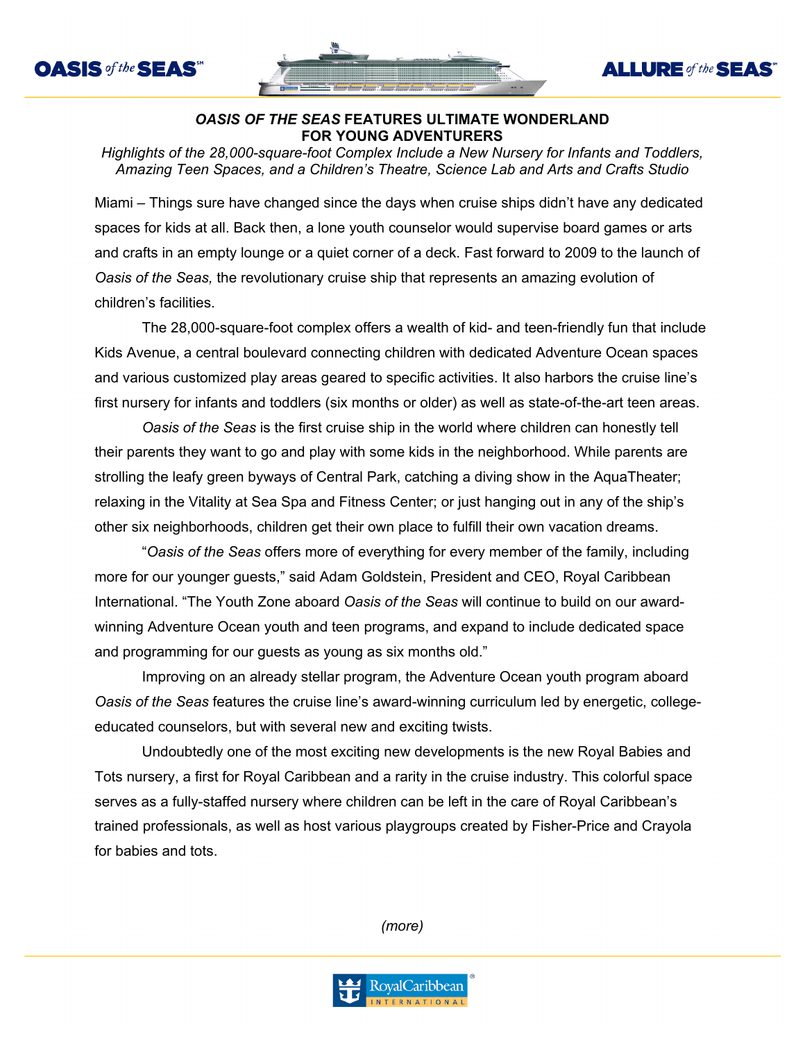# *OASIS OF THE SEAS* FEATURES ULTIMATE WONDERLAND FOR YOUNG ADVENTURERS

*Highlights of the 28,000-square-foot Complex Include a New Nursery for Infants and Toddlers, Amazing Teen Spaces, and a Children's Theatre, Science Lab and Arts and Crafts Studio*

Miami – Things sure have changed since the days when cruise ships didn't have any dedicated spaces for kids at all. Back then, a lone youth counselor would supervise board games or arts and crafts in an empty lounge or a quiet corner of a deck. Fast forward to 2009 to the launch of *Oasis of the Seas,* the revolutionary cruise ship that represents an amazing evolution of children's facilities.

The 28,000-square-foot complex offers a wealth of kid- and teen-friendly fun that include Kids Avenue, a central boulevard connecting children with dedicated Adventure Ocean spaces and various customized play areas geared to specific activities. It also harbors the cruise line's first nursery for infants and toddlers (six months or older) as well as state-of-the-art teen areas.

*Oasis of the Seas* is the first cruise ship in the world where children can honestly tell their parents they want to go and play with some kids in the neighborhood. While parents are strolling the leafy green byways of Central Park, catching a diving show in the AquaTheater; relaxing in the Vitality at Sea Spa and Fitness Center; or just hanging out in any of the ship's other six neighborhoods, children get their own place to fulfill their own vacation dreams.

"*Oasis of the Seas* offers more of everything for every member of the family, including more for our younger guests," said Adam Goldstein, President and CEO, Royal Caribbean International. "The Youth Zone aboard *Oasis of the Seas* will continue to build on our award-winning Adventure Ocean youth and teen programs, and expand to include dedicated space and programming for our guests as young as six months old."

Improving on an already stellar program, the Adventure Ocean youth program aboard *Oasis of the Seas* features the cruise line's award-winning curriculum led by energetic, college-educated counselors, but with several new and exciting twists.

Undoubtedly one of the most exciting new developments is the new Royal Babies and Tots nursery, a first for Royal Caribbean and a rarity in the cruise industry. This colorful space serves as a fully-staffed nursery where children can be left in the care of Royal Caribbean's trained professionals, as well as host various playgroups created by Fisher-Price and Crayola for babies and tots.

*(more)*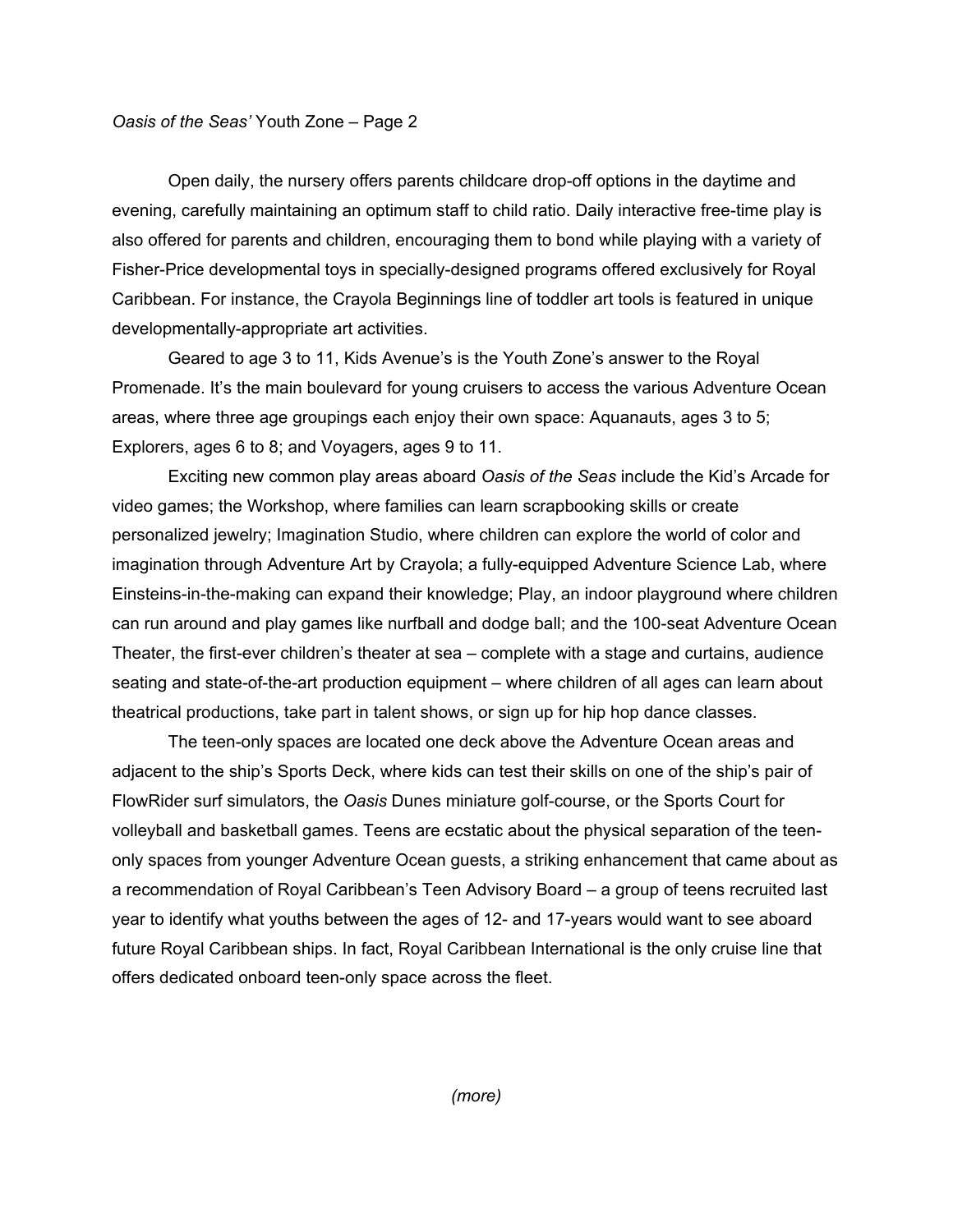Open daily, the nursery offers parents childcare drop-off options in the daytime and evening, carefully maintaining an optimum staff to child ratio. Daily interactive free-time play is also offered for parents and children, encouraging them to bond while playing with a variety of Fisher-Price developmental toys in specially-designed programs offered exclusively for Royal Caribbean. For instance, the Crayola Beginnings line of toddler art tools is featured in unique developmentally-appropriate art activities.

Geared to age 3 to 11, Kids Avenue's is the Youth Zone's answer to the Royal Promenade. It's the main boulevard for young cruisers to access the various Adventure Ocean areas, where three age groupings each enjoy their own space: Aquanauts, ages 3 to 5; Explorers, ages 6 to 8; and Voyagers, ages 9 to 11.

Exciting new common play areas aboard *Oasis of the Seas* include the Kid's Arcade for video games; the Workshop, where families can learn scrapbooking skills or create personalized jewelry; Imagination Studio, where children can explore the world of color and imagination through Adventure Art by Crayola; a fully-equipped Adventure Science Lab, where Einsteins-in-the-making can expand their knowledge; Play, an indoor playground where children can run around and play games like nurfball and dodge ball; and the 100-seat Adventure Ocean Theater, the first-ever children's theater at sea – complete with a stage and curtains, audience seating and state-of-the-art production equipment – where children of all ages can learn about theatrical productions, take part in talent shows, or sign up for hip hop dance classes.

The teen-only spaces are located one deck above the Adventure Ocean areas and adjacent to the ship's Sports Deck, where kids can test their skills on one of the ship's pair of FlowRider surf simulators, the *Oasis* Dunes miniature golf-course, or the Sports Court for volleyball and basketball games. Teens are ecstatic about the physical separation of the teen-only spaces from younger Adventure Ocean guests, a striking enhancement that came about as a recommendation of Royal Caribbean's Teen Advisory Board – a group of teens recruited last year to identify what youths between the ages of 12- and 17-years would want to see aboard future Royal Caribbean ships. In fact, Royal Caribbean International is the only cruise line that offers dedicated onboard teen-only space across the fleet.

*(more)*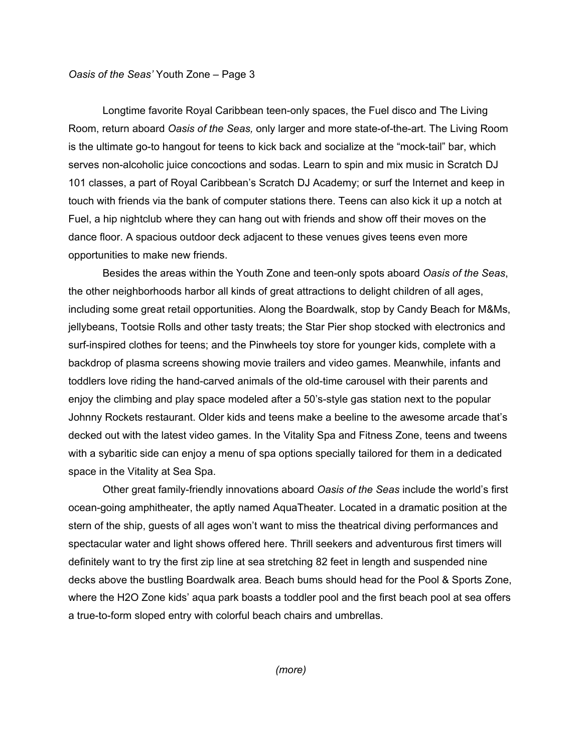Longtime favorite Royal Caribbean teen-only spaces, the Fuel disco and The Living Room, return aboard *Oasis of the Seas,* only larger and more state-of-the-art. The Living Room is the ultimate go-to hangout for teens to kick back and socialize at the "mock-tail" bar, which serves non-alcoholic juice concoctions and sodas. Learn to spin and mix music in Scratch DJ 101 classes, a part of Royal Caribbean's Scratch DJ Academy; or surf the Internet and keep in touch with friends via the bank of computer stations there. Teens can also kick it up a notch at Fuel, a hip nightclub where they can hang out with friends and show off their moves on the dance floor. A spacious outdoor deck adjacent to these venues gives teens even more opportunities to make new friends.

Besides the areas within the Youth Zone and teen-only spots aboard *Oasis of the Seas*, the other neighborhoods harbor all kinds of great attractions to delight children of all ages, including some great retail opportunities. Along the Boardwalk, stop by Candy Beach for M&Ms, jellybeans, Tootsie Rolls and other tasty treats; the Star Pier shop stocked with electronics and surf-inspired clothes for teens; and the Pinwheels toy store for younger kids, complete with a backdrop of plasma screens showing movie trailers and video games. Meanwhile, infants and toddlers love riding the hand-carved animals of the old-time carousel with their parents and enjoy the climbing and play space modeled after a 50's-style gas station next to the popular Johnny Rockets restaurant. Older kids and teens make a beeline to the awesome arcade that's decked out with the latest video games. In the Vitality Spa and Fitness Zone, teens and tweens with a sybaritic side can enjoy a menu of spa options specially tailored for them in a dedicated space in the Vitality at Sea Spa.

Other great family-friendly innovations aboard *Oasis of the Seas* include the world's first ocean-going amphitheater, the aptly named AquaTheater. Located in a dramatic position at the stern of the ship, guests of all ages won't want to miss the theatrical diving performances and spectacular water and light shows offered here. Thrill seekers and adventurous first timers will definitely want to try the first zip line at sea stretching 82 feet in length and suspended nine decks above the bustling Boardwalk area. Beach bums should head for the Pool & Sports Zone, where the H2O Zone kids' aqua park boasts a toddler pool and the first beach pool at sea offers a true-to-form sloped entry with colorful beach chairs and umbrellas.

*(more)*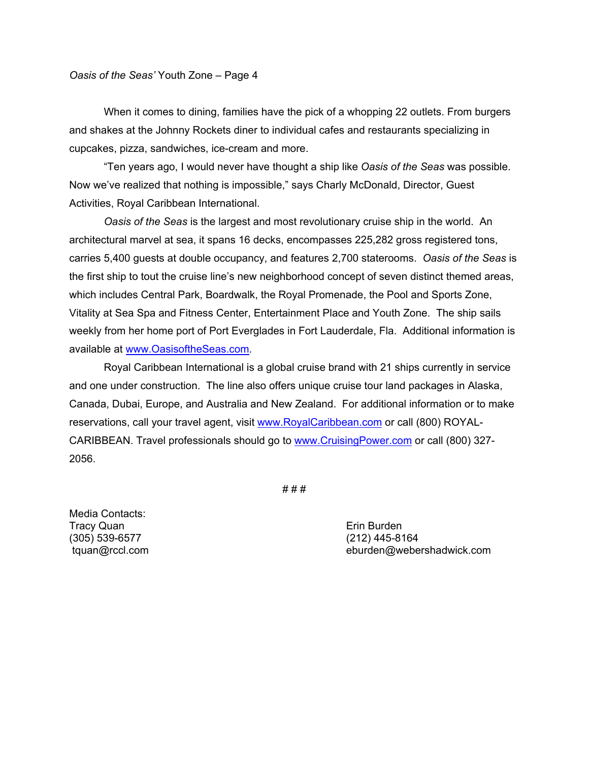When it comes to dining, families have the pick of a whopping 22 outlets. From burgers and shakes at the Johnny Rockets diner to individual cafes and restaurants specializing in cupcakes, pizza, sandwiches, ice-cream and more.

"Ten years ago, I would never have thought a ship like *Oasis of the Seas* was possible. Now we've realized that nothing is impossible," says Charly McDonald, Director, Guest Activities, Royal Caribbean International.

*Oasis of the Seas* is the largest and most revolutionary cruise ship in the world. An architectural marvel at sea, it spans 16 decks, encompasses 225,282 gross registered tons, carries 5,400 guests at double occupancy, and features 2,700 staterooms. *Oasis of the Seas* is the first ship to tout the cruise line's new neighborhood concept of seven distinct themed areas, which includes Central Park, Boardwalk, the Royal Promenade, the Pool and Sports Zone, Vitality at Sea Spa and Fitness Center, Entertainment Place and Youth Zone. The ship sails weekly from her home port of Port Everglades in Fort Lauderdale, Fla. Additional information is available at [www.OasisoftheSeas.com](http://www.OasisoftheSeas.com).

Royal Caribbean International is a global cruise brand with 21 ships currently in service and one under construction. The line also offers unique cruise tour land packages in Alaska, Canada, Dubai, Europe, and Australia and New Zealand. For additional information or to make reservations, call your travel agent, visit [www.RoyalCaribbean.com](http://www.RoyalCaribbean.com) or call (800) ROYAL-CARIBBEAN. Travel professionals should go to [www.CruisingPower.com](http://www.CruisingPower.com) or call (800) 327-2056.

# # #

Media Contacts:

Tracy Quan
(305) 539-6577
tquan@rccl.com

Erin Burden
(212) 445-8164
eburden@webershadwick.com